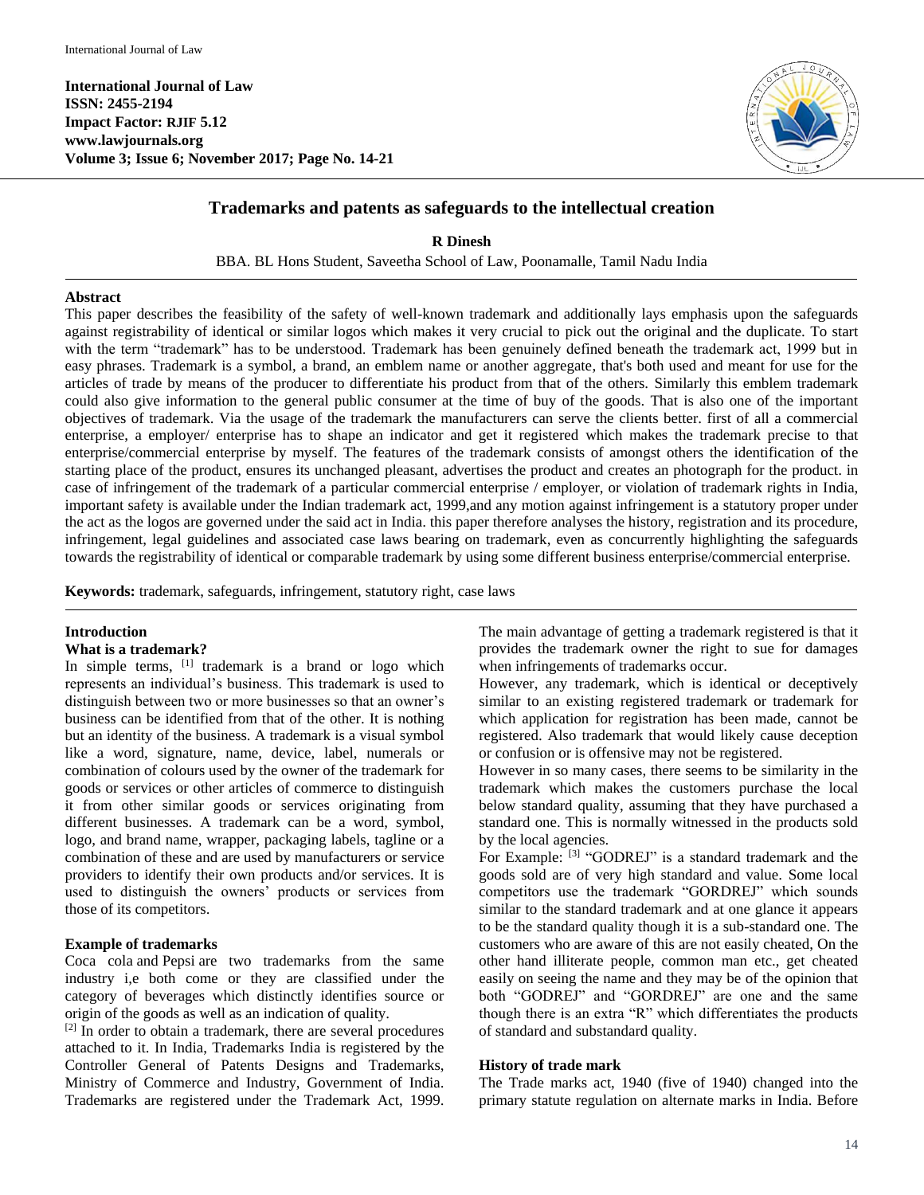International Journal of Law
ISSN: 2455-2194
Impact Factor: RJIF 5.12
www.lawjournals.org
Volume 3; Issue 6; November 2017; Page No. 14-21

# Trademarks and patents as safeguards to the intellectual creation

**R Dinesh**

BBA. BL Hons Student, Saveetha School of Law, Poonamalle, Tamil Nadu India

## Abstract

This paper describes the feasibility of the safety of well-known trademark and additionally lays emphasis upon the safeguards against registrability of identical or similar logos which makes it very crucial to pick out the original and the duplicate. To start with the term "trademark" has to be understood. Trademark has been genuinely defined beneath the trademark act, 1999 but in easy phrases. Trademark is a symbol, a brand, an emblem name or another aggregate, that's both used and meant for use for the articles of trade by means of the producer to differentiate his product from that of the others. Similarly this emblem trademark could also give information to the general public consumer at the time of buy of the goods. That is also one of the important objectives of trademark. Via the usage of the trademark the manufacturers can serve the clients better. first of all a commercial enterprise, a employer/ enterprise has to shape an indicator and get it registered which makes the trademark precise to that enterprise/commercial enterprise by myself. The features of the trademark consists of amongst others the identification of the starting place of the product, ensures its unchanged pleasant, advertises the product and creates an photograph for the product. in case of infringement of the trademark of a particular commercial enterprise / employer, or violation of trademark rights in India, important safety is available under the Indian trademark act, 1999,and any motion against infringement is a statutory proper under the act as the logos are governed under the said act in India. this paper therefore analyses the history, registration and its procedure, infringement, legal guidelines and associated case laws bearing on trademark, even as concurrently highlighting the safeguards towards the registrability of identical or comparable trademark by using some different business enterprise/commercial enterprise.

**Keywords:** trademark, safeguards, infringement, statutory right, case laws

## Introduction

### What is a trademark?

In simple terms, [1] trademark is a brand or logo which represents an individual's business. This trademark is used to distinguish between two or more businesses so that an owner's business can be identified from that of the other. It is nothing but an identity of the business. A trademark is a visual symbol like a word, signature, name, device, label, numerals or combination of colours used by the owner of the trademark for goods or services or other articles of commerce to distinguish it from other similar goods or services originating from different businesses. A trademark can be a word, symbol, logo, and brand name, wrapper, packaging labels, tagline or a combination of these and are used by manufacturers or service providers to identify their own products and/or services. It is used to distinguish the owners' products or services from those of its competitors.

### Example of trademarks

Coca cola and Pepsi are two trademarks from the same industry i,e both come or they are classified under the category of beverages which distinctly identifies source or origin of the goods as well as an indication of quality.

[2] In order to obtain a trademark, there are several procedures attached to it. In India, Trademarks India is registered by the Controller General of Patents Designs and Trademarks, Ministry of Commerce and Industry, Government of India. Trademarks are registered under the Trademark Act, 1999. The main advantage of getting a trademark registered is that it provides the trademark owner the right to sue for damages when infringements of trademarks occur.

However, any trademark, which is identical or deceptively similar to an existing registered trademark or trademark for which application for registration has been made, cannot be registered. Also trademark that would likely cause deception or confusion or is offensive may not be registered.

However in so many cases, there seems to be similarity in the trademark which makes the customers purchase the local below standard quality, assuming that they have purchased a standard one. This is normally witnessed in the products sold by the local agencies.

For Example: [3] "GODREJ" is a standard trademark and the goods sold are of very high standard and value. Some local competitors use the trademark "GORDREJ" which sounds similar to the standard trademark and at one glance it appears to be the standard quality though it is a sub-standard one. The customers who are aware of this are not easily cheated, On the other hand illiterate people, common man etc., get cheated easily on seeing the name and they may be of the opinion that both "GODREJ" and "GORDREJ" are one and the same though there is an extra "R" which differentiates the products of standard and substandard quality.

### History of trade mark

The Trade marks act, 1940 (five of 1940) changed into the primary statute regulation on alternate marks in India. Before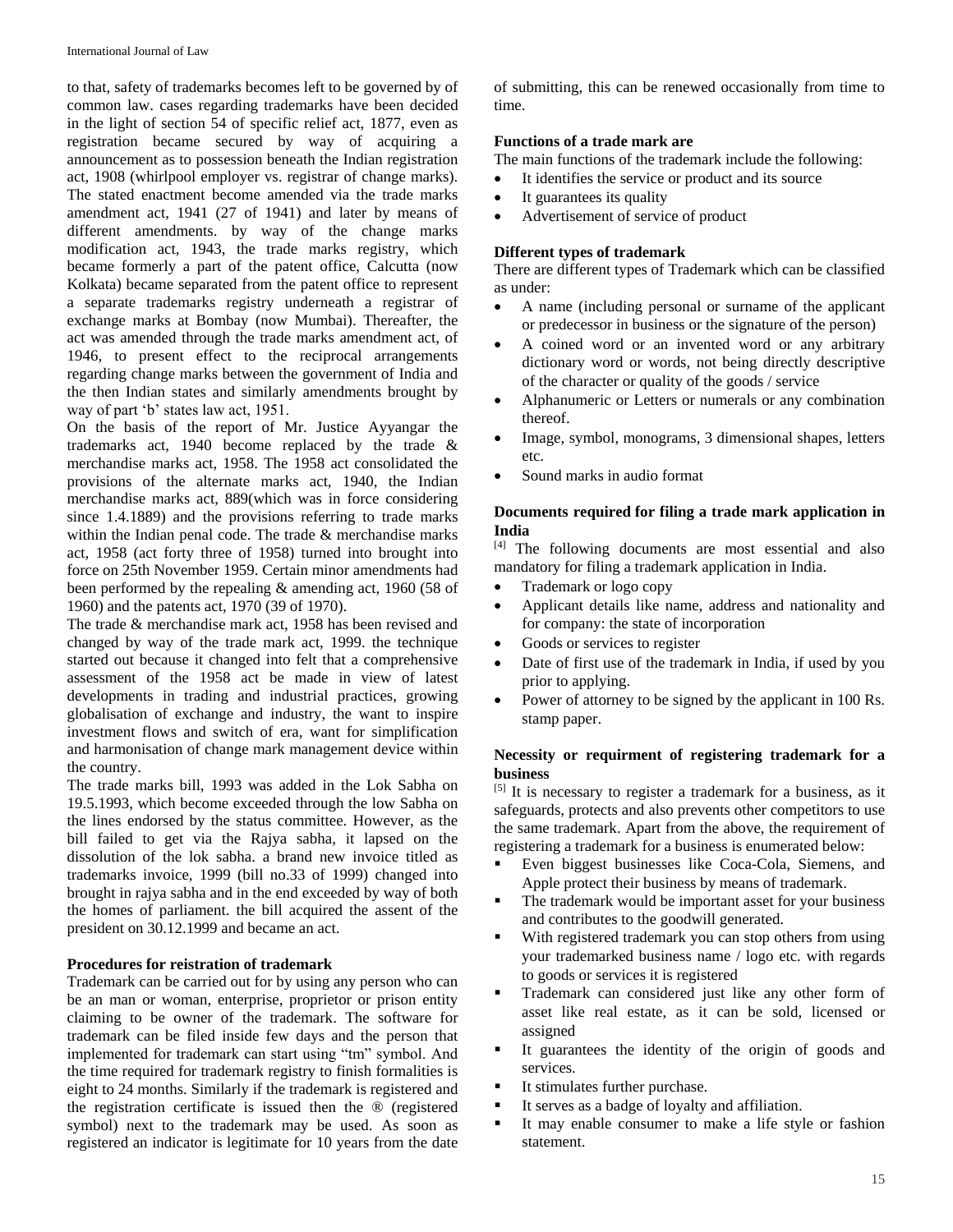to that, safety of trademarks becomes left to be governed by of common law. cases regarding trademarks have been decided in the light of section 54 of specific relief act, 1877, even as registration became secured by way of acquiring a announcement as to possession beneath the Indian registration act, 1908 (whirlpool employer vs. registrar of change marks). The stated enactment become amended via the trade marks amendment act, 1941 (27 of 1941) and later by means of different amendments. by way of the change marks modification act, 1943, the trade marks registry, which became formerly a part of the patent office, Calcutta (now Kolkata) became separated from the patent office to represent a separate trademarks registry underneath a registrar of exchange marks at Bombay (now Mumbai). Thereafter, the act was amended through the trade marks amendment act, of 1946, to present effect to the reciprocal arrangements regarding change marks between the government of India and the then Indian states and similarly amendments brought by way of part 'b' states law act, 1951.

On the basis of the report of Mr. Justice Ayyangar the trademarks act, 1940 become replaced by the trade & merchandise marks act, 1958. The 1958 act consolidated the provisions of the alternate marks act, 1940, the Indian merchandise marks act, 889(which was in force considering since 1.4.1889) and the provisions referring to trade marks within the Indian penal code. The trade & merchandise marks act, 1958 (act forty three of 1958) turned into brought into force on 25th November 1959. Certain minor amendments had been performed by the repealing & amending act, 1960 (58 of 1960) and the patents act, 1970 (39 of 1970).

The trade & merchandise mark act, 1958 has been revised and changed by way of the trade mark act, 1999. the technique started out because it changed into felt that a comprehensive assessment of the 1958 act be made in view of latest developments in trading and industrial practices, growing globalisation of exchange and industry, the want to inspire investment flows and switch of era, want for simplification and harmonisation of change mark management device within the country.

The trade marks bill, 1993 was added in the Lok Sabha on 19.5.1993, which become exceeded through the low Sabha on the lines endorsed by the status committee. However, as the bill failed to get via the Rajya sabha, it lapsed on the dissolution of the lok sabha. a brand new invoice titled as trademarks invoice, 1999 (bill no.33 of 1999) changed into brought in rajya sabha and in the end exceeded by way of both the homes of parliament. the bill acquired the assent of the president on 30.12.1999 and became an act.

**Procedures for reistration of trademark**

Trademark can be carried out for by using any person who can be an man or woman, enterprise, proprietor or prison entity claiming to be owner of the trademark. The software for trademark can be filed inside few days and the person that implemented for trademark can start using "tm" symbol. And the time required for trademark registry to finish formalities is eight to 24 months. Similarly if the trademark is registered and the registration certificate is issued then the ® (registered symbol) next to the trademark may be used. As soon as registered an indicator is legitimate for 10 years from the date of submitting, this can be renewed occasionally from time to time.

**Functions of a trade mark are**

The main functions of the trademark include the following:

- It identifies the service or product and its source
- It guarantees its quality
- Advertisement of service of product

**Different types of trademark**

There are different types of Trademark which can be classified as under:

- A name (including personal or surname of the applicant or predecessor in business or the signature of the person)
- A coined word or an invented word or any arbitrary dictionary word or words, not being directly descriptive of the character or quality of the goods / service
- Alphanumeric or Letters or numerals or any combination thereof.
- Image, symbol, monograms, 3 dimensional shapes, letters etc.
- Sound marks in audio format

**Documents required for filing a trade mark application in India**

[4] The following documents are most essential and also mandatory for filing a trademark application in India.

- Trademark or logo copy
- Applicant details like name, address and nationality and for company: the state of incorporation
- Goods or services to register
- Date of first use of the trademark in India, if used by you prior to applying.
- Power of attorney to be signed by the applicant in 100 Rs. stamp paper.

**Necessity or requirment of registering trademark for a business**

[5] It is necessary to register a trademark for a business, as it safeguards, protects and also prevents other competitors to use the same trademark. Apart from the above, the requirement of registering a trademark for a business is enumerated below:

- Even biggest businesses like Coca-Cola, Siemens, and Apple protect their business by means of trademark.
- The trademark would be important asset for your business and contributes to the goodwill generated.
- With registered trademark you can stop others from using your trademarked business name / logo etc. with regards to goods or services it is registered
- Trademark can considered just like any other form of asset like real estate, as it can be sold, licensed or assigned
- It guarantees the identity of the origin of goods and services.
- It stimulates further purchase.
- It serves as a badge of loyalty and affiliation.
- It may enable consumer to make a life style or fashion statement.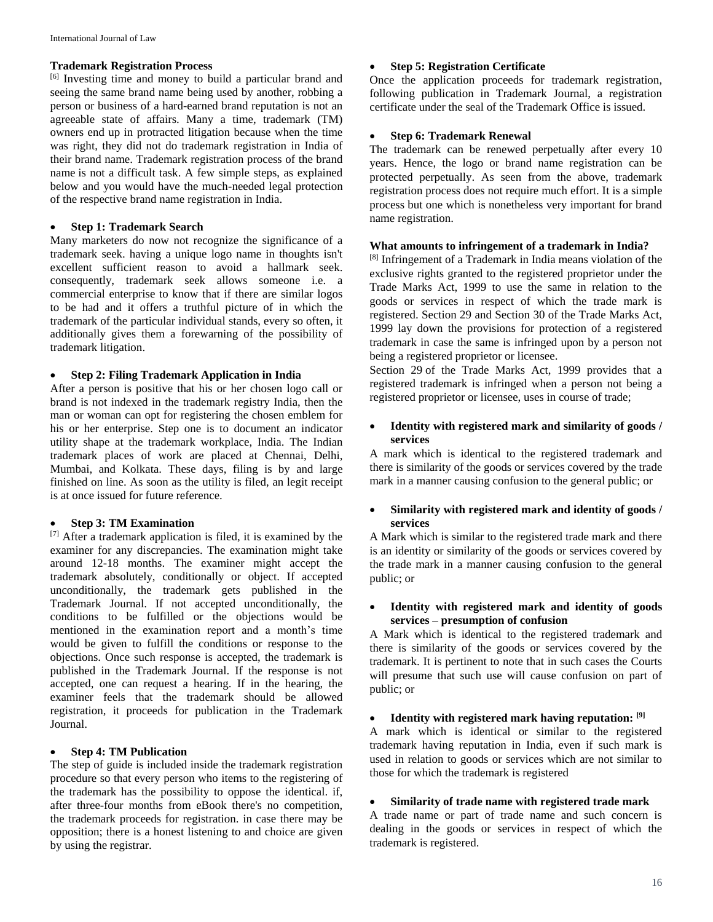### Trademark Registration Process

[6] Investing time and money to build a particular brand and seeing the same brand name being used by another, robbing a person or business of a hard-earned brand reputation is not an agreeable state of affairs. Many a time, trademark (TM) owners end up in protracted litigation because when the time was right, they did not do trademark registration in India of their brand name. Trademark registration process of the brand name is not a difficult task. A few simple steps, as explained below and you would have the much-needed legal protection of the respective brand name registration in India.

- **Step 1: Trademark Search**

Many marketers do now not recognize the significance of a trademark seek. having a unique logo name in thoughts isn't excellent sufficient reason to avoid a hallmark seek. consequently, trademark seek allows someone i.e. a commercial enterprise to know that if there are similar logos to be had and it offers a truthful picture of in which the trademark of the particular individual stands, every so often, it additionally gives them a forewarning of the possibility of trademark litigation.

- **Step 2: Filing Trademark Application in India**

After a person is positive that his or her chosen logo call or brand is not indexed in the trademark registry India, then the man or woman can opt for registering the chosen emblem for his or her enterprise. Step one is to document an indicator utility shape at the trademark workplace, India. The Indian trademark places of work are placed at Chennai, Delhi, Mumbai, and Kolkata. These days, filing is by and large finished on line. As soon as the utility is filed, an legit receipt is at once issued for future reference.

- **Step 3: TM Examination**

[7] After a trademark application is filed, it is examined by the examiner for any discrepancies. The examination might take around 12-18 months. The examiner might accept the trademark absolutely, conditionally or object. If accepted unconditionally, the trademark gets published in the Trademark Journal. If not accepted unconditionally, the conditions to be fulfilled or the objections would be mentioned in the examination report and a month's time would be given to fulfill the conditions or response to the objections. Once such response is accepted, the trademark is published in the Trademark Journal. If the response is not accepted, one can request a hearing. If in the hearing, the examiner feels that the trademark should be allowed registration, it proceeds for publication in the Trademark Journal.

- **Step 4: TM Publication**

The step of guide is included inside the trademark registration procedure so that every person who items to the registering of the trademark has the possibility to oppose the identical. if, after three-four months from eBook there's no competition, the trademark proceeds for registration. in case there may be opposition; there is a honest listening to and choice are given by using the registrar.

- **Step 5: Registration Certificate**

Once the application proceeds for trademark registration, following publication in Trademark Journal, a registration certificate under the seal of the Trademark Office is issued.

- **Step 6: Trademark Renewal**

The trademark can be renewed perpetually after every 10 years. Hence, the logo or brand name registration can be protected perpetually. As seen from the above, trademark registration process does not require much effort. It is a simple process but one which is nonetheless very important for brand name registration.

### What amounts to infringement of a trademark in India?

[8] Infringement of a Trademark in India means violation of the exclusive rights granted to the registered proprietor under the Trade Marks Act, 1999 to use the same in relation to the goods or services in respect of which the trade mark is registered. Section 29 and Section 30 of the Trade Marks Act, 1999 lay down the provisions for protection of a registered trademark in case the same is infringed upon by a person not being a registered proprietor or licensee.

Section 29 of the Trade Marks Act, 1999 provides that a registered trademark is infringed when a person not being a registered proprietor or licensee, uses in course of trade;

- **Identity with registered mark and similarity of goods / services**

A mark which is identical to the registered trademark and there is similarity of the goods or services covered by the trade mark in a manner causing confusion to the general public; or

- **Similarity with registered mark and identity of goods / services**

A Mark which is similar to the registered trade mark and there is an identity or similarity of the goods or services covered by the trade mark in a manner causing confusion to the general public; or

- **Identity with registered mark and identity of goods services – presumption of confusion**

A Mark which is identical to the registered trademark and there is similarity of the goods or services covered by the trademark. It is pertinent to note that in such cases the Courts will presume that such use will cause confusion on part of public; or

- **Identity with registered mark having reputation:** [9]

A mark which is identical or similar to the registered trademark having reputation in India, even if such mark is used in relation to goods or services which are not similar to those for which the trademark is registered

- **Similarity of trade name with registered trade mark**

A trade name or part of trade name and such concern is dealing in the goods or services in respect of which the trademark is registered.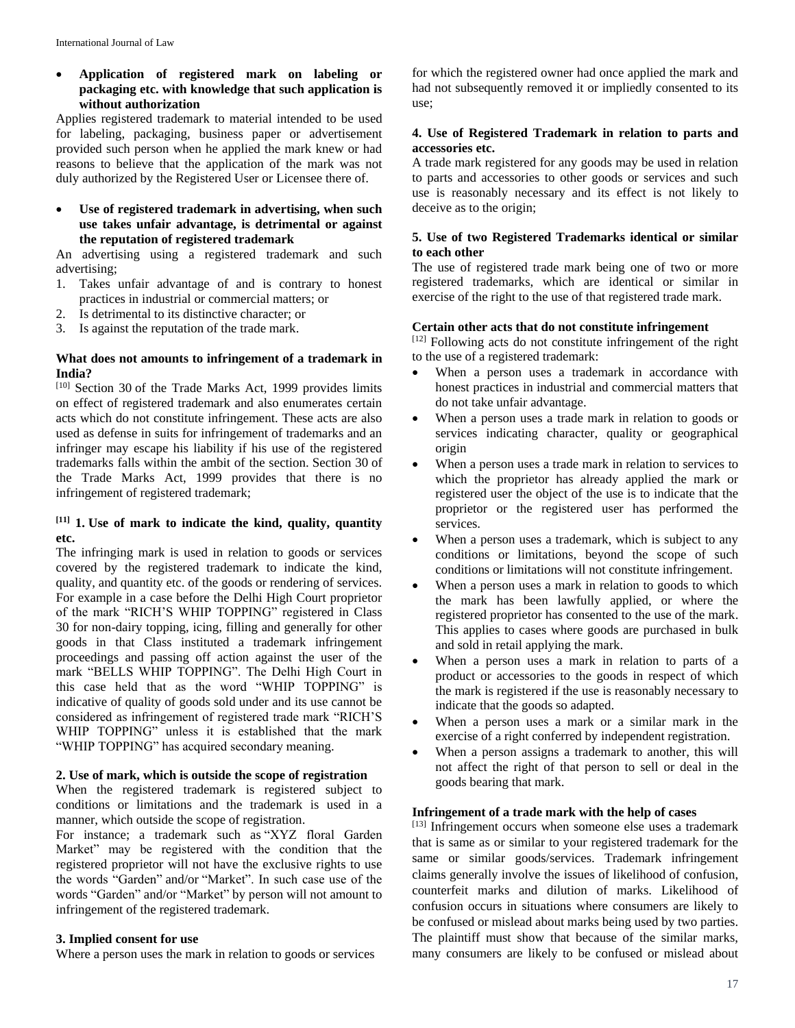- **Application of registered mark on labeling or packaging etc. with knowledge that such application is without authorization**

Applies registered trademark to material intended to be used for labeling, packaging, business paper or advertisement provided such person when he applied the mark knew or had reasons to believe that the application of the mark was not duly authorized by the Registered User or Licensee there of.

- **Use of registered trademark in advertising, when such use takes unfair advantage, is detrimental or against the reputation of registered trademark**

An advertising using a registered trademark and such advertising;

1. Takes unfair advantage of and is contrary to honest practices in industrial or commercial matters; or
2. Is detrimental to its distinctive character; or
3. Is against the reputation of the trade mark.

### What does not amounts to infringement of a trademark in India?

[10] Section 30 of the Trade Marks Act, 1999 provides limits on effect of registered trademark and also enumerates certain acts which do not constitute infringement. These acts are also used as defense in suits for infringement of trademarks and an infringer may escape his liability if his use of the registered trademarks falls within the ambit of the section. Section 30 of the Trade Marks Act, 1999 provides that there is no infringement of registered trademark;

#### [11] 1. Use of mark to indicate the kind, quality, quantity etc.

The infringing mark is used in relation to goods or services covered by the registered trademark to indicate the kind, quality, and quantity etc. of the goods or rendering of services. For example in a case before the Delhi High Court proprietor of the mark "RICH'S WHIP TOPPING" registered in Class 30 for non-dairy topping, icing, filling and generally for other goods in that Class instituted a trademark infringement proceedings and passing off action against the user of the mark "BELLS WHIP TOPPING". The Delhi High Court in this case held that as the word "WHIP TOPPING" is indicative of quality of goods sold under and its use cannot be considered as infringement of registered trade mark "RICH'S WHIP TOPPING" unless it is established that the mark "WHIP TOPPING" has acquired secondary meaning.

#### 2. Use of mark, which is outside the scope of registration

When the registered trademark is registered subject to conditions or limitations and the trademark is used in a manner, which outside the scope of registration.

For instance; a trademark such as "XYZ floral Garden Market" may be registered with the condition that the registered proprietor will not have the exclusive rights to use the words "Garden" and/or "Market". In such case use of the words "Garden" and/or "Market" by person will not amount to infringement of the registered trademark.

#### 3. Implied consent for use

Where a person uses the mark in relation to goods or services for which the registered owner had once applied the mark and had not subsequently removed it or impliedly consented to its use;

#### 4. Use of Registered Trademark in relation to parts and accessories etc.

A trade mark registered for any goods may be used in relation to parts and accessories to other goods or services and such use is reasonably necessary and its effect is not likely to deceive as to the origin;

#### 5. Use of two Registered Trademarks identical or similar to each other

The use of registered trade mark being one of two or more registered trademarks, which are identical or similar in exercise of the right to the use of that registered trade mark.

### Certain other acts that do not constitute infringement

[12] Following acts do not constitute infringement of the right to the use of a registered trademark:

- When a person uses a trademark in accordance with honest practices in industrial and commercial matters that do not take unfair advantage.
- When a person uses a trade mark in relation to goods or services indicating character, quality or geographical origin
- When a person uses a trade mark in relation to services to which the proprietor has already applied the mark or registered user the object of the use is to indicate that the proprietor or the registered user has performed the services.
- When a person uses a trademark, which is subject to any conditions or limitations, beyond the scope of such conditions or limitations will not constitute infringement.
- When a person uses a mark in relation to goods to which the mark has been lawfully applied, or where the registered proprietor has consented to the use of the mark. This applies to cases where goods are purchased in bulk and sold in retail applying the mark.
- When a person uses a mark in relation to parts of a product or accessories to the goods in respect of which the mark is registered if the use is reasonably necessary to indicate that the goods so adapted.
- When a person uses a mark or a similar mark in the exercise of a right conferred by independent registration.
- When a person assigns a trademark to another, this will not affect the right of that person to sell or deal in the goods bearing that mark.

### Infringement of a trade mark with the help of cases

[13] Infringement occurs when someone else uses a trademark that is same as or similar to your registered trademark for the same or similar goods/services. Trademark infringement claims generally involve the issues of likelihood of confusion, counterfeit marks and dilution of marks. Likelihood of confusion occurs in situations where consumers are likely to be confused or mislead about marks being used by two parties. The plaintiff must show that because of the similar marks, many consumers are likely to be confused or mislead about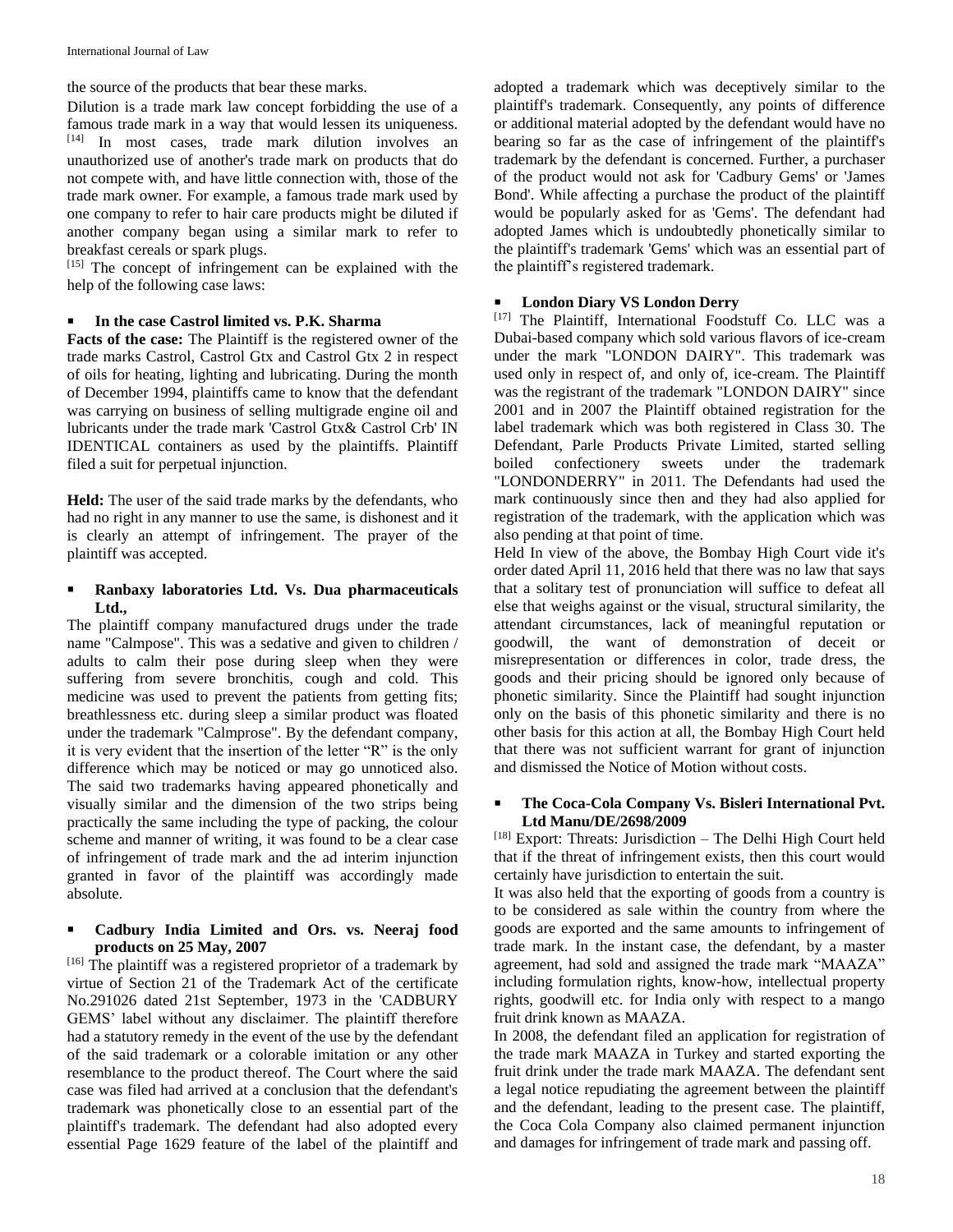the source of the products that bear these marks.

Dilution is a trade mark law concept forbidding the use of a famous trade mark in a way that would lessen its uniqueness. [14] In most cases, trade mark dilution involves an unauthorized use of another's trade mark on products that do not compete with, and have little connection with, those of the trade mark owner. For example, a famous trade mark used by one company to refer to hair care products might be diluted if another company began using a similar mark to refer to breakfast cereals or spark plugs.

[15] The concept of infringement can be explained with the help of the following case laws:

- **In the case Castrol limited vs. P.K. Sharma**

**Facts of the case:** The Plaintiff is the registered owner of the trade marks Castrol, Castrol Gtx and Castrol Gtx 2 in respect of oils for heating, lighting and lubricating. During the month of December 1994, plaintiffs came to know that the defendant was carrying on business of selling multigrade engine oil and lubricants under the trade mark 'Castrol Gtx& Castrol Crb' IN IDENTICAL containers as used by the plaintiffs. Plaintiff filed a suit for perpetual injunction.

**Held:** The user of the said trade marks by the defendants, who had no right in any manner to use the same, is dishonest and it is clearly an attempt of infringement. The prayer of the plaintiff was accepted.

- **Ranbaxy laboratories Ltd. Vs. Dua pharmaceuticals Ltd.,**

The plaintiff company manufactured drugs under the trade name "Calmpose". This was a sedative and given to children / adults to calm their pose during sleep when they were suffering from severe bronchitis, cough and cold. This medicine was used to prevent the patients from getting fits; breathlessness etc. during sleep a similar product was floated under the trademark "Calmprose". By the defendant company, it is very evident that the insertion of the letter "R" is the only difference which may be noticed or may go unnoticed also. The said two trademarks having appeared phonetically and visually similar and the dimension of the two strips being practically the same including the type of packing, the colour scheme and manner of writing, it was found to be a clear case of infringement of trade mark and the ad interim injunction granted in favor of the plaintiff was accordingly made absolute.

- **Cadbury India Limited and Ors. vs. Neeraj food products on 25 May, 2007**

[16] The plaintiff was a registered proprietor of a trademark by virtue of Section 21 of the Trademark Act of the certificate No.291026 dated 21st September, 1973 in the 'CADBURY GEMS' label without any disclaimer. The plaintiff therefore had a statutory remedy in the event of the use by the defendant of the said trademark or a colorable imitation or any other resemblance to the product thereof. The Court where the said case was filed had arrived at a conclusion that the defendant's trademark was phonetically close to an essential part of the plaintiff's trademark. The defendant had also adopted every essential Page 1629 feature of the label of the plaintiff and adopted a trademark which was deceptively similar to the plaintiff's trademark. Consequently, any points of difference or additional material adopted by the defendant would have no bearing so far as the case of infringement of the plaintiff's trademark by the defendant is concerned. Further, a purchaser of the product would not ask for 'Cadbury Gems' or 'James Bond'. While affecting a purchase the product of the plaintiff would be popularly asked for as 'Gems'. The defendant had adopted James which is undoubtedly phonetically similar to the plaintiff's trademark 'Gems' which was an essential part of the plaintiff's registered trademark.

- **London Diary VS London Derry**

[17] The Plaintiff, International Foodstuff Co. LLC was a Dubai-based company which sold various flavors of ice-cream under the mark "LONDON DAIRY". This trademark was used only in respect of, and only of, ice-cream. The Plaintiff was the registrant of the trademark "LONDON DAIRY" since 2001 and in 2007 the Plaintiff obtained registration for the label trademark which was both registered in Class 30. The Defendant, Parle Products Private Limited, started selling boiled confectionery sweets under the trademark "LONDONDERRY" in 2011. The Defendants had used the mark continuously since then and they had also applied for registration of the trademark, with the application which was also pending at that point of time.

Held In view of the above, the Bombay High Court vide it's order dated April 11, 2016 held that there was no law that says that a solitary test of pronunciation will suffice to defeat all else that weighs against or the visual, structural similarity, the attendant circumstances, lack of meaningful reputation or goodwill, the want of demonstration of deceit or misrepresentation or differences in color, trade dress, the goods and their pricing should be ignored only because of phonetic similarity. Since the Plaintiff had sought injunction only on the basis of this phonetic similarity and there is no other basis for this action at all, the Bombay High Court held that there was not sufficient warrant for grant of injunction and dismissed the Notice of Motion without costs.

- **The Coca-Cola Company Vs. Bisleri International Pvt. Ltd Manu/DE/2698/2009**

[18] Export: Threats: Jurisdiction – The Delhi High Court held that if the threat of infringement exists, then this court would certainly have jurisdiction to entertain the suit.

It was also held that the exporting of goods from a country is to be considered as sale within the country from where the goods are exported and the same amounts to infringement of trade mark. In the instant case, the defendant, by a master agreement, had sold and assigned the trade mark "MAAZA" including formulation rights, know-how, intellectual property rights, goodwill etc. for India only with respect to a mango fruit drink known as MAAZA.

In 2008, the defendant filed an application for registration of the trade mark MAAZA in Turkey and started exporting the fruit drink under the trade mark MAAZA. The defendant sent a legal notice repudiating the agreement between the plaintiff and the defendant, leading to the present case. The plaintiff, the Coca Cola Company also claimed permanent injunction and damages for infringement of trade mark and passing off.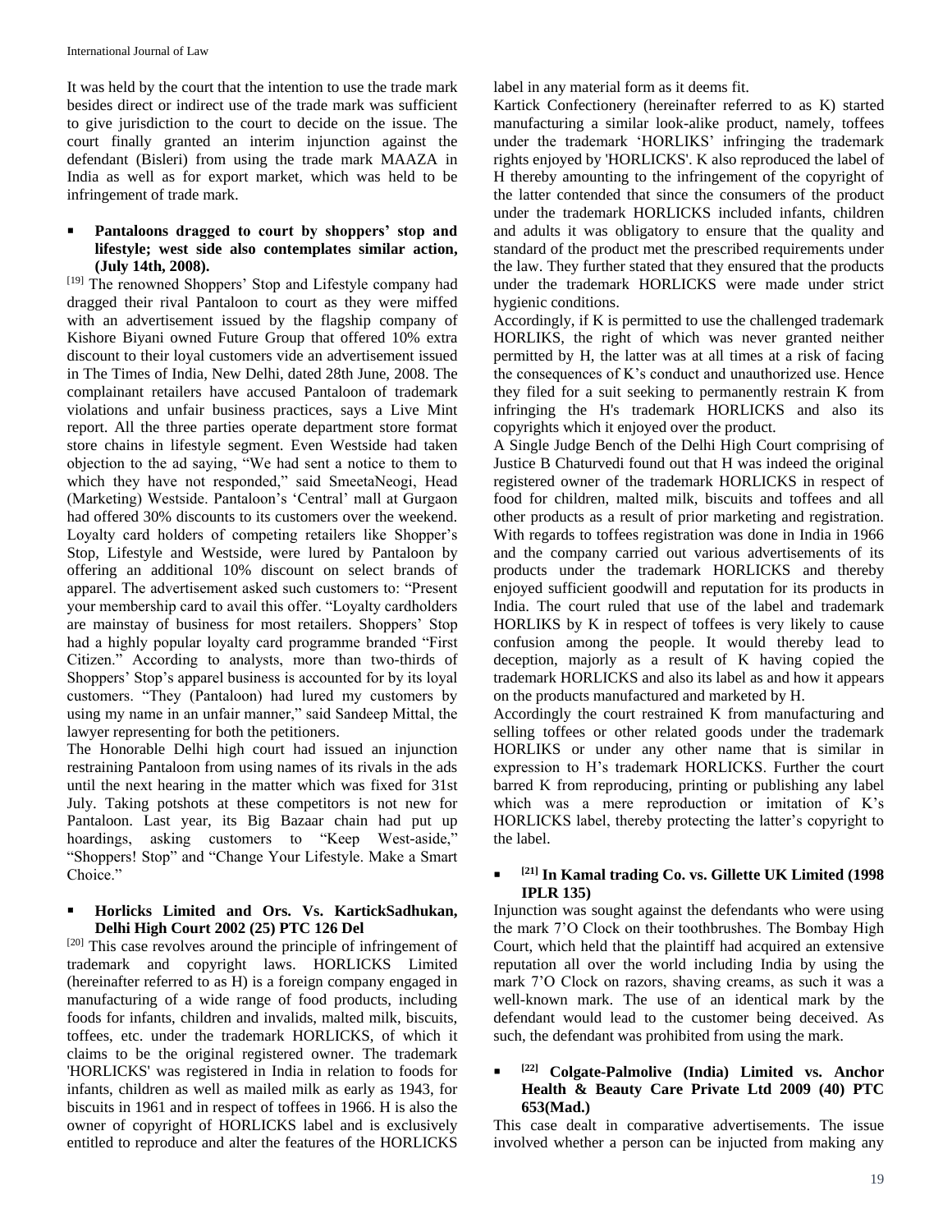It was held by the court that the intention to use the trade mark besides direct or indirect use of the trade mark was sufficient to give jurisdiction to the court to decide on the issue. The court finally granted an interim injunction against the defendant (Bisleri) from using the trade mark MAAZA in India as well as for export market, which was held to be infringement of trade mark.

- **Pantaloons dragged to court by shoppers' stop and lifestyle; west side also contemplates similar action, (July 14th, 2008).**

[19] The renowned Shoppers' Stop and Lifestyle company had dragged their rival Pantaloon to court as they were miffed with an advertisement issued by the flagship company of Kishore Biyani owned Future Group that offered 10% extra discount to their loyal customers vide an advertisement issued in The Times of India, New Delhi, dated 28th June, 2008. The complainant retailers have accused Pantaloon of trademark violations and unfair business practices, says a Live Mint report. All the three parties operate department store format store chains in lifestyle segment. Even Westside had taken objection to the ad saying, "We had sent a notice to them to which they have not responded," said SmeetaNeogi, Head (Marketing) Westside. Pantaloon's 'Central' mall at Gurgaon had offered 30% discounts to its customers over the weekend. Loyalty card holders of competing retailers like Shopper's Stop, Lifestyle and Westside, were lured by Pantaloon by offering an additional 10% discount on select brands of apparel. The advertisement asked such customers to: "Present your membership card to avail this offer. "Loyalty cardholders are mainstay of business for most retailers. Shoppers' Stop had a highly popular loyalty card programme branded "First Citizen." According to analysts, more than two-thirds of Shoppers' Stop's apparel business is accounted for by its loyal customers. "They (Pantaloon) had lured my customers by using my name in an unfair manner," said Sandeep Mittal, the lawyer representing for both the petitioners.

The Honorable Delhi high court had issued an injunction restraining Pantaloon from using names of its rivals in the ads until the next hearing in the matter which was fixed for 31st July. Taking potshots at these competitors is not new for Pantaloon. Last year, its Big Bazaar chain had put up hoardings, asking customers to "Keep West-aside," "Shoppers! Stop" and "Change Your Lifestyle. Make a Smart Choice."

- **Horlicks Limited and Ors. Vs. KartickSadhukan, Delhi High Court 2002 (25) PTC 126 Del**

[20] This case revolves around the principle of infringement of trademark and copyright laws. HORLICKS Limited (hereinafter referred to as H) is a foreign company engaged in manufacturing of a wide range of food products, including foods for infants, children and invalids, malted milk, biscuits, toffees, etc. under the trademark HORLICKS, of which it claims to be the original registered owner. The trademark 'HORLICKS' was registered in India in relation to foods for infants, children as well as mailed milk as early as 1943, for biscuits in 1961 and in respect of toffees in 1966. H is also the owner of copyright of HORLICKS label and is exclusively entitled to reproduce and alter the features of the HORLICKS label in any material form as it deems fit.

Kartick Confectionery (hereinafter referred to as K) started manufacturing a similar look-alike product, namely, toffees under the trademark 'HORLIKS' infringing the trademark rights enjoyed by 'HORLICKS'. K also reproduced the label of H thereby amounting to the infringement of the copyright of the latter contended that since the consumers of the product under the trademark HORLICKS included infants, children and adults it was obligatory to ensure that the quality and standard of the product met the prescribed requirements under the law. They further stated that they ensured that the products under the trademark HORLICKS were made under strict hygienic conditions.

Accordingly, if K is permitted to use the challenged trademark HORLIKS, the right of which was never granted neither permitted by H, the latter was at all times at a risk of facing the consequences of K's conduct and unauthorized use. Hence they filed for a suit seeking to permanently restrain K from infringing the H's trademark HORLICKS and also its copyrights which it enjoyed over the product.

A Single Judge Bench of the Delhi High Court comprising of Justice B Chaturvedi found out that H was indeed the original registered owner of the trademark HORLICKS in respect of food for children, malted milk, biscuits and toffees and all other products as a result of prior marketing and registration. With regards to toffees registration was done in India in 1966 and the company carried out various advertisements of its products under the trademark HORLICKS and thereby enjoyed sufficient goodwill and reputation for its products in India. The court ruled that use of the label and trademark HORLIKS by K in respect of toffees is very likely to cause confusion among the people. It would thereby lead to deception, majorly as a result of K having copied the trademark HORLICKS and also its label as and how it appears on the products manufactured and marketed by H.

Accordingly the court restrained K from manufacturing and selling toffees or other related goods under the trademark HORLIKS or under any other name that is similar in expression to H's trademark HORLICKS. Further the court barred K from reproducing, printing or publishing any label which was a mere reproduction or imitation of K's HORLICKS label, thereby protecting the latter's copyright to the label.

- **[21] In Kamal trading Co. vs. Gillette UK Limited (1998 IPLR 135)**

Injunction was sought against the defendants who were using the mark 7'O Clock on their toothbrushes. The Bombay High Court, which held that the plaintiff had acquired an extensive reputation all over the world including India by using the mark 7'O Clock on razors, shaving creams, as such it was a well-known mark. The use of an identical mark by the defendant would lead to the customer being deceived. As such, the defendant was prohibited from using the mark.

- **[22] Colgate-Palmolive (India) Limited vs. Anchor Health & Beauty Care Private Ltd 2009 (40) PTC 653(Mad.)**

This case dealt in comparative advertisements. The issue involved whether a person can be injucted from making any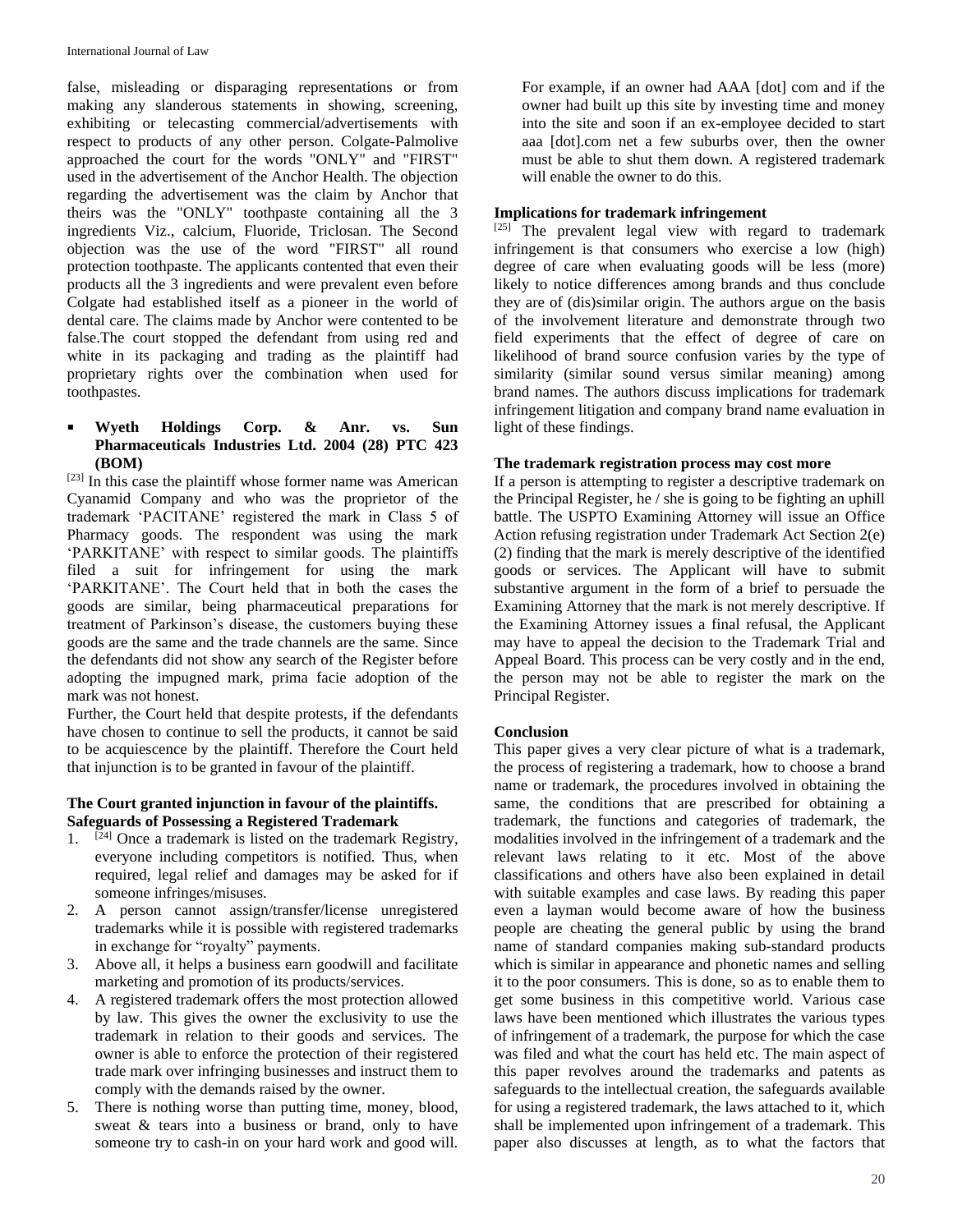false, misleading or disparaging representations or from making any slanderous statements in showing, screening, exhibiting or telecasting commercial/advertisements with respect to products of any other person. Colgate-Palmolive approached the court for the words "ONLY" and "FIRST" used in the advertisement of the Anchor Health. The objection regarding the advertisement was the claim by Anchor that theirs was the "ONLY" toothpaste containing all the 3 ingredients Viz., calcium, Fluoride, Triclosan. The Second objection was the use of the word "FIRST" all round protection toothpaste. The applicants contented that even their products all the 3 ingredients and were prevalent even before Colgate had established itself as a pioneer in the world of dental care. The claims made by Anchor were contented to be false.The court stopped the defendant from using red and white in its packaging and trading as the plaintiff had proprietary rights over the combination when used for toothpastes.

- **Wyeth Holdings Corp. & Anr. vs. Sun Pharmaceuticals Industries Ltd. 2004 (28) PTC 423 (BOM)**

[23] In this case the plaintiff whose former name was American Cyanamid Company and who was the proprietor of the trademark 'PACITANE' registered the mark in Class 5 of Pharmacy goods. The respondent was using the mark 'PARKITANE' with respect to similar goods. The plaintiffs filed a suit for infringement for using the mark 'PARKITANE'. The Court held that in both the cases the goods are similar, being pharmaceutical preparations for treatment of Parkinson's disease, the customers buying these goods are the same and the trade channels are the same. Since the defendants did not show any search of the Register before adopting the impugned mark, prima facie adoption of the mark was not honest.

Further, the Court held that despite protests, if the defendants have chosen to continue to sell the products, it cannot be said to be acquiescence by the plaintiff. Therefore the Court held that injunction is to be granted in favour of the plaintiff.

**The Court granted injunction in favour of the plaintiffs.**

### Safeguards of Possessing a Registered Trademark

1. [24] Once a trademark is listed on the trademark Registry, everyone including competitors is notified. Thus, when required, legal relief and damages may be asked for if someone infringes/misuses.
2. A person cannot assign/transfer/license unregistered trademarks while it is possible with registered trademarks in exchange for "royalty" payments.
3. Above all, it helps a business earn goodwill and facilitate marketing and promotion of its products/services.
4. A registered trademark offers the most protection allowed by law. This gives the owner the exclusivity to use the trademark in relation to their goods and services. The owner is able to enforce the protection of their registered trade mark over infringing businesses and instruct them to comply with the demands raised by the owner.
5. There is nothing worse than putting time, money, blood, sweat & tears into a business or brand, only to have someone try to cash-in on your hard work and good will. For example, if an owner had AAA [dot] com and if the owner had built up this site by investing time and money into the site and soon if an ex-employee decided to start aaa [dot].com net a few suburbs over, then the owner must be able to shut them down. A registered trademark will enable the owner to do this.

### Implications for trademark infringement

[25] The prevalent legal view with regard to trademark infringement is that consumers who exercise a low (high) degree of care when evaluating goods will be less (more) likely to notice differences among brands and thus conclude they are of (dis)similar origin. The authors argue on the basis of the involvement literature and demonstrate through two field experiments that the effect of degree of care on likelihood of brand source confusion varies by the type of similarity (similar sound versus similar meaning) among brand names. The authors discuss implications for trademark infringement litigation and company brand name evaluation in light of these findings.

### The trademark registration process may cost more

If a person is attempting to register a descriptive trademark on the Principal Register, he / she is going to be fighting an uphill battle. The USPTO Examining Attorney will issue an Office Action refusing registration under Trademark Act Section 2(e)(2) finding that the mark is merely descriptive of the identified goods or services. The Applicant will have to submit substantive argument in the form of a brief to persuade the Examining Attorney that the mark is not merely descriptive. If the Examining Attorney issues a final refusal, the Applicant may have to appeal the decision to the Trademark Trial and Appeal Board. This process can be very costly and in the end, the person may not be able to register the mark on the Principal Register.

### Conclusion

This paper gives a very clear picture of what is a trademark, the process of registering a trademark, how to choose a brand name or trademark, the procedures involved in obtaining the same, the conditions that are prescribed for obtaining a trademark, the functions and categories of trademark, the modalities involved in the infringement of a trademark and the relevant laws relating to it etc. Most of the above classifications and others have also been explained in detail with suitable examples and case laws. By reading this paper even a layman would become aware of how the business people are cheating the general public by using the brand name of standard companies making sub-standard products which is similar in appearance and phonetic names and selling it to the poor consumers. This is done, so as to enable them to get some business in this competitive world. Various case laws have been mentioned which illustrates the various types of infringement of a trademark, the purpose for which the case was filed and what the court has held etc. The main aspect of this paper revolves around the trademarks and patents as safeguards to the intellectual creation, the safeguards available for using a registered trademark, the laws attached to it, which shall be implemented upon infringement of a trademark. This paper also discusses at length, as to what the factors that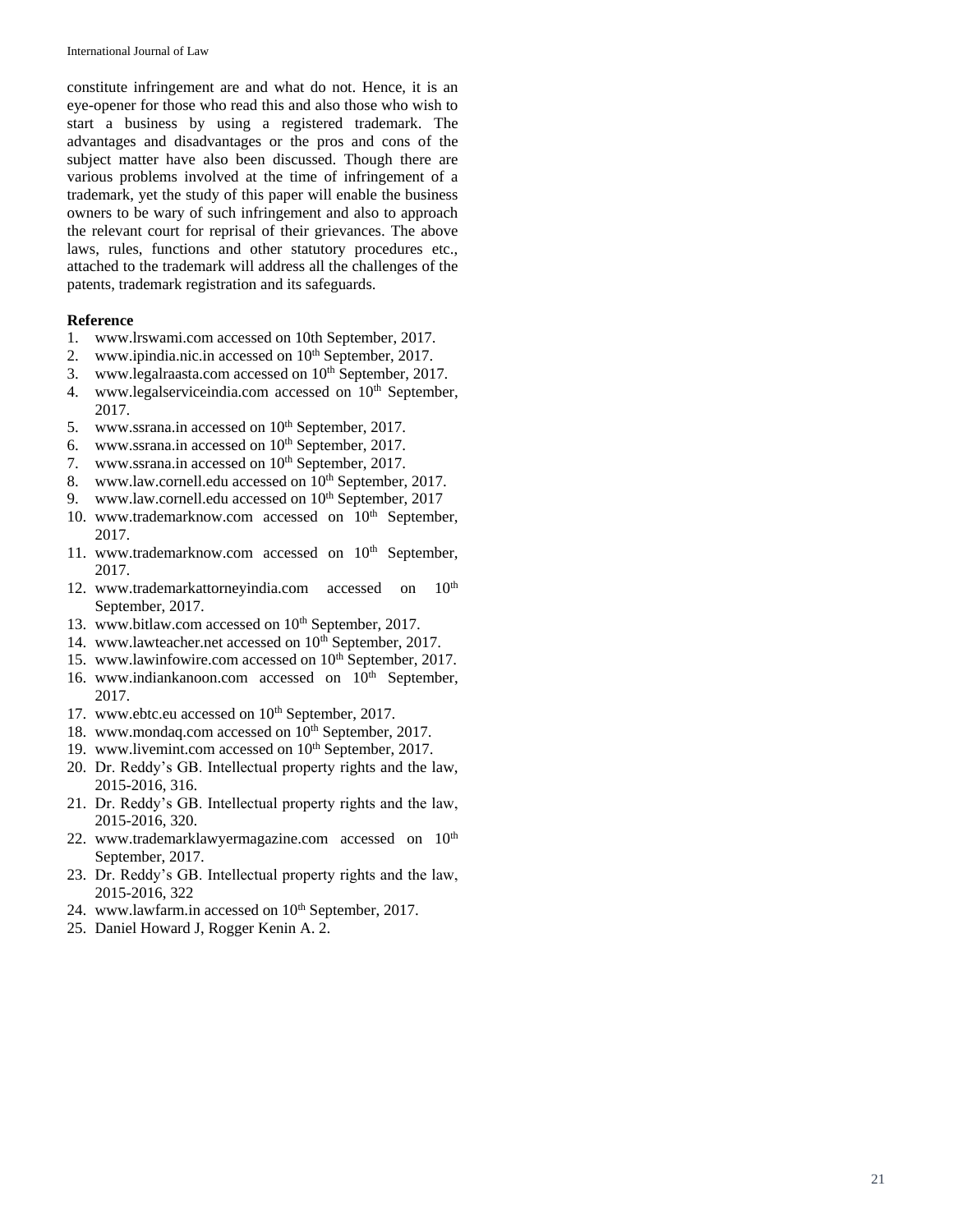constitute infringement are and what do not. Hence, it is an eye-opener for those who read this and also those who wish to start a business by using a registered trademark. The advantages and disadvantages or the pros and cons of the subject matter have also been discussed. Though there are various problems involved at the time of infringement of a trademark, yet the study of this paper will enable the business owners to be wary of such infringement and also to approach the relevant court for reprisal of their grievances. The above laws, rules, functions and other statutory procedures etc., attached to the trademark will address all the challenges of the patents, trademark registration and its safeguards.

**Reference**

1. www.lrswami.com accessed on 10th September, 2017.
2. www.ipindia.nic.in accessed on 10th September, 2017.
3. www.legalraasta.com accessed on 10th September, 2017.
4. www.legalserviceindia.com accessed on 10th September, 2017.
5. www.ssrana.in accessed on 10th September, 2017.
6. www.ssrana.in accessed on 10th September, 2017.
7. www.ssrana.in accessed on 10th September, 2017.
8. www.law.cornell.edu accessed on 10th September, 2017.
9. www.law.cornell.edu accessed on 10th September, 2017
10. www.trademarknow.com accessed on 10th September, 2017.
11. www.trademarknow.com accessed on 10th September, 2017.
12. www.trademarkattorneyindia.com accessed on 10th September, 2017.
13. www.bitlaw.com accessed on 10th September, 2017.
14. www.lawteacher.net accessed on 10th September, 2017.
15. www.lawinfowire.com accessed on 10th September, 2017.
16. www.indiankanoon.com accessed on 10th September, 2017.
17. www.ebtc.eu accessed on 10th September, 2017.
18. www.mondaq.com accessed on 10th September, 2017.
19. www.livemint.com accessed on 10th September, 2017.
20. Dr. Reddy's GB. Intellectual property rights and the law, 2015-2016, 316.
21. Dr. Reddy's GB. Intellectual property rights and the law, 2015-2016, 320.
22. www.trademarklawyermagazine.com accessed on 10th September, 2017.
23. Dr. Reddy's GB. Intellectual property rights and the law, 2015-2016, 322
24. www.lawfarm.in accessed on 10th September, 2017.
25. Daniel Howard J, Rogger Kenin A. 2.